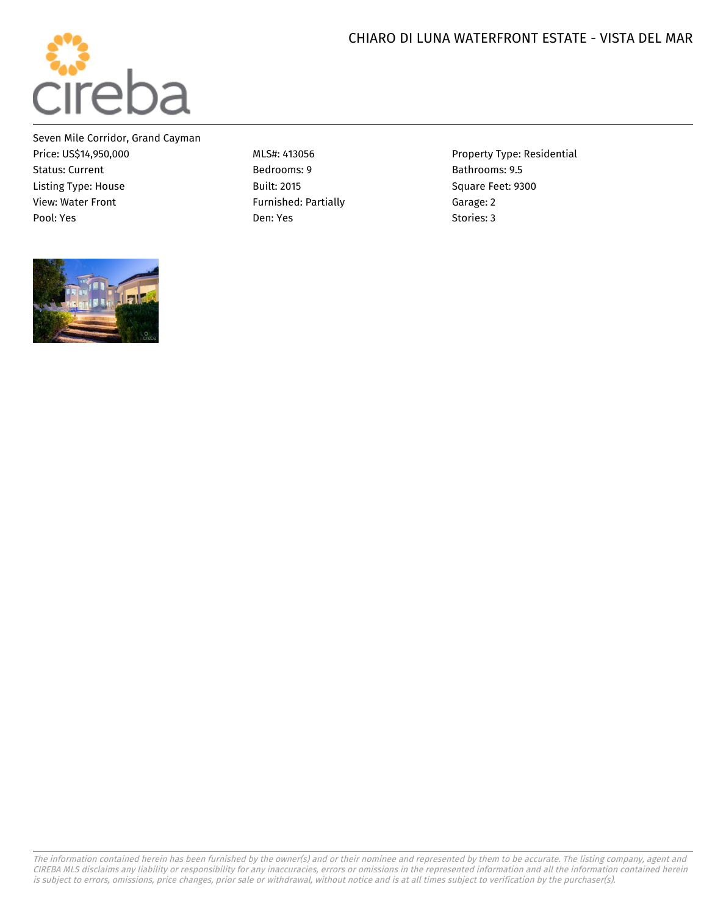# CHIARO DI LUNA WATERFRONT ESTATE - VISTA DEL MAR

Seven Mile Corridor, Grand Cayman

| | | |
|---|---|---|
| Price: US$14,950,000 | MLS#: 413056 | Property Type: Residential |
| Status: Current | Bedrooms: 9 | Bathrooms: 9.5 |
| Listing Type: House | Built: 2015 | Square Feet: 9300 |
| View: Water Front | Furnished: Partially | Garage: 2 |
| Pool: Yes | Den: Yes | Stories: 3 |

*The information contained herein has been furnished by the owner(s) and or their nominee and represented by them to be accurate. The listing company, agent and CIREBA MLS disclaims any liability or responsibility for any inaccuracies, errors or omissions in the represented information and all the information contained herein is subject to errors, omissions, price changes, prior sale or withdrawal, without notice and is at all times subject to verification by the purchaser(s).*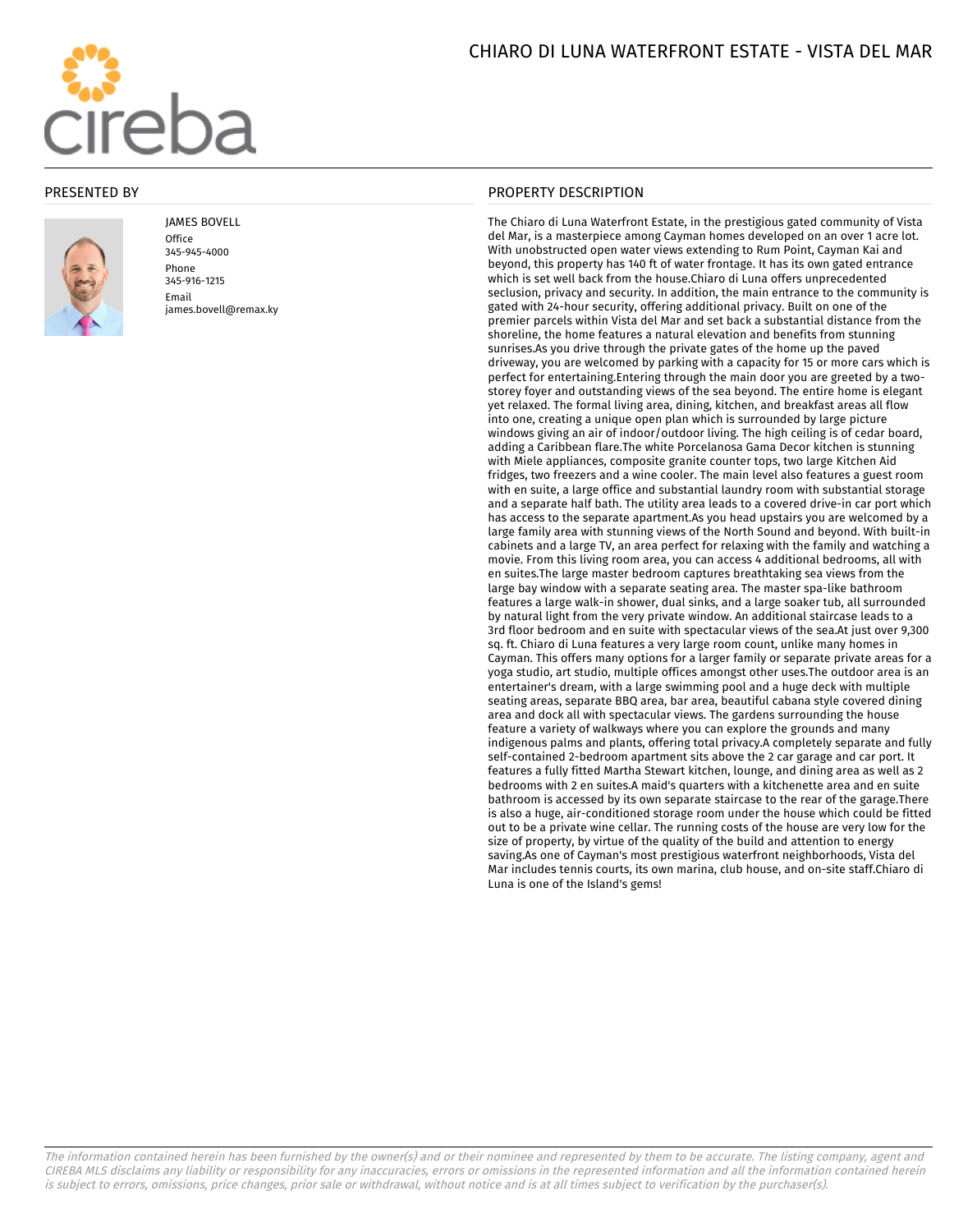# CHIARO DI LUNA WATERFRONT ESTATE - VISTA DEL MAR

## PRESENTED BY

JAMES BOVELL

Office
345-945-4000

Phone
345-916-1215

Email
james.bovell@remax.ky

## PROPERTY DESCRIPTION

The Chiaro di Luna Waterfront Estate, in the prestigious gated community of Vista del Mar, is a masterpiece among Cayman homes developed on an over 1 acre lot. With unobstructed open water views extending to Rum Point, Cayman Kai and beyond, this property has 140 ft of water frontage. It has its own gated entrance which is set well back from the house.Chiaro di Luna offers unprecedented seclusion, privacy and security. In addition, the main entrance to the community is gated with 24-hour security, offering additional privacy. Built on one of the premier parcels within Vista del Mar and set back a substantial distance from the shoreline, the home features a natural elevation and benefits from stunning sunrises.As you drive through the private gates of the home up the paved driveway, you are welcomed by parking with a capacity for 15 or more cars which is perfect for entertaining.Entering through the main door you are greeted by a two-storey foyer and outstanding views of the sea beyond. The entire home is elegant yet relaxed. The formal living area, dining, kitchen, and breakfast areas all flow into one, creating a unique open plan which is surrounded by large picture windows giving an air of indoor/outdoor living. The high ceiling is of cedar board, adding a Caribbean flare.The white Porcelanosa Gama Decor kitchen is stunning with Miele appliances, composite granite counter tops, two large Kitchen Aid fridges, two freezers and a wine cooler. The main level also features a guest room with en suite, a large office and substantial laundry room with substantial storage and a separate half bath. The utility area leads to a covered drive-in car port which has access to the separate apartment.As you head upstairs you are welcomed by a large family area with stunning views of the North Sound and beyond. With built-in cabinets and a large TV, an area perfect for relaxing with the family and watching a movie. From this living room area, you can access 4 additional bedrooms, all with en suites.The large master bedroom captures breathtaking sea views from the large bay window with a separate seating area. The master spa-like bathroom features a large walk-in shower, dual sinks, and a large soaker tub, all surrounded by natural light from the very private window. An additional staircase leads to a 3rd floor bedroom and en suite with spectacular views of the sea.At just over 9,300 sq. ft. Chiaro di Luna features a very large room count, unlike many homes in Cayman. This offers many options for a larger family or separate private areas for a yoga studio, art studio, multiple offices amongst other uses.The outdoor area is an entertainer's dream, with a large swimming pool and a huge deck with multiple seating areas, separate BBQ area, bar area, beautiful cabana style covered dining area and dock all with spectacular views. The gardens surrounding the house feature a variety of walkways where you can explore the grounds and many indigenous palms and plants, offering total privacy.A completely separate and fully self-contained 2-bedroom apartment sits above the 2 car garage and car port. It features a fully fitted Martha Stewart kitchen, lounge, and dining area as well as 2 bedrooms with 2 en suites.A maid's quarters with a kitchenette area and en suite bathroom is accessed by its own separate staircase to the rear of the garage.There is also a huge, air-conditioned storage room under the house which could be fitted out to be a private wine cellar. The running costs of the house are very low for the size of property, by virtue of the quality of the build and attention to energy saving.As one of Cayman's most prestigious waterfront neighborhoods, Vista del Mar includes tennis courts, its own marina, club house, and on-site staff.Chiaro di Luna is one of the Island's gems!

*The information contained herein has been furnished by the owner(s) and or their nominee and represented by them to be accurate. The listing company, agent and CIREBA MLS disclaims any liability or responsibility for any inaccuracies, errors or omissions in the represented information and all the information contained herein is subject to errors, omissions, price changes, prior sale or withdrawal, without notice and is at all times subject to verification by the purchaser(s).*